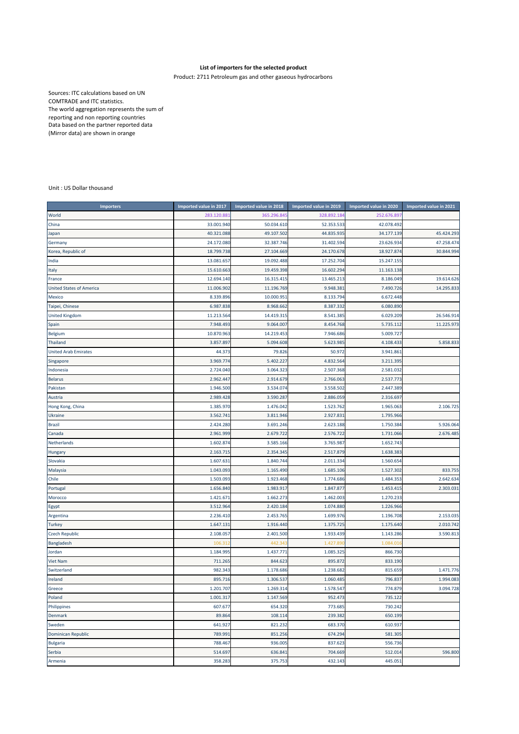**List of importers for the selected product**

Product: 2711 Petroleum gas and other gaseous hydrocarbons

Sources: ITC calculations based on UN COMTRADE and ITC statistics.
The world aggregation represents the sum of reporting and non reporting countries
Data based on the partner reported data (Mirror data) are shown in orange

Unit : US Dollar thousand

| Importers | Imported value in 2017 | Imported value in 2018 | Imported value in 2019 | Imported value in 2020 | Imported value in 2021 |
|---|---|---|---|---|---|
| World | 283.120.881 | 365.296.845 | 328.892.184 | 252.676.897 | |
| China | 33.001.940 | 50.034.610 | 52.353.533 | 42.078.492 | |
| Japan | 40.321.088 | 49.107.502 | 44.835.935 | 34.177.139 | 45.424.293 |
| Germany | 24.172.080 | 32.387.746 | 31.402.594 | 23.626.934 | 47.258.474 |
| Korea, Republic of | 18.799.738 | 27.104.669 | 24.170.678 | 18.927.874 | 30.844.994 |
| India | 13.081.657 | 19.092.488 | 17.252.704 | 15.247.155 | |
| Italy | 15.610.663 | 19.459.398 | 16.602.294 | 11.163.138 | |
| France | 12.694.140 | 16.315.415 | 13.465.213 | 8.186.049 | 19.614.626 |
| United States of America | 11.006.902 | 11.196.769 | 9.948.381 | 7.490.726 | 14.295.833 |
| Mexico | 8.339.896 | 10.000.951 | 8.133.794 | 6.672.448 | |
| Taipei, Chinese | 6.987.838 | 8.968.662 | 8.387.332 | 6.080.890 | |
| United Kingdom | 11.213.564 | 14.419.315 | 8.541.385 | 6.029.209 | 26.546.914 |
| Spain | 7.948.493 | 9.064.007 | 8.454.768 | 5.735.112 | 11.225.973 |
| Belgium | 10.870.963 | 14.219.453 | 7.946.686 | 5.009.727 | |
| Thailand | 3.857.897 | 5.094.608 | 5.623.985 | 4.108.433 | 5.858.833 |
| United Arab Emirates | 44.373 | 79.826 | 50.972 | 3.941.861 | |
| Singapore | 3.969.774 | 5.402.227 | 4.832.564 | 3.211.395 | |
| Indonesia | 2.724.040 | 3.064.323 | 2.507.368 | 2.581.032 | |
| Belarus | 2.962.447 | 2.914.679 | 2.766.063 | 2.537.773 | |
| Pakistan | 1.946.500 | 3.534.074 | 3.558.502 | 2.447.389 | |
| Austria | 2.989.428 | 3.590.287 | 2.886.059 | 2.316.697 | |
| Hong Kong, China | 1.385.970 | 1.476.042 | 1.523.762 | 1.965.063 | 2.106.725 |
| Ukraine | 3.562.741 | 3.811.946 | 2.927.831 | 1.795.966 | |
| Brazil | 2.424.280 | 3.691.246 | 2.623.188 | 1.750.384 | 5.926.064 |
| Canada | 2.961.999 | 2.679.722 | 2.576.722 | 1.731.066 | 2.676.485 |
| Netherlands | 1.602.874 | 3.585.166 | 3.765.987 | 1.652.743 | |
| Hungary | 2.163.715 | 2.354.345 | 2.517.879 | 1.638.383 | |
| Slovakia | 1.607.631 | 1.840.744 | 2.011.334 | 1.560.654 | |
| Malaysia | 1.043.093 | 1.165.490 | 1.685.106 | 1.527.302 | 833.755 |
| Chile | 1.503.093 | 1.923.468 | 1.774.686 | 1.484.353 | 2.642.634 |
| Portugal | 1.656.840 | 1.983.917 | 1.847.877 | 1.453.415 | 2.303.031 |
| Morocco | 1.421.671 | 1.662.273 | 1.462.003 | 1.270.233 | |
| Egypt | 3.512.964 | 2.420.184 | 1.074.880 | 1.226.966 | |
| Argentina | 2.236.410 | 2.453.765 | 1.699.976 | 1.196.708 | 2.153.035 |
| Turkey | 1.647.131 | 1.916.440 | 1.375.725 | 1.175.640 | 2.010.742 |
| Czech Republic | 2.108.057 | 2.401.500 | 1.933.439 | 1.143.286 | 3.590.813 |
| Bangladesh | 106.312 | 442.343 | 1.427.890 | 1.084.016 | |
| Jordan | 1.184.995 | 1.437.771 | 1.085.325 | 866.730 | |
| Viet Nam | 711.265 | 844.623 | 895.872 | 833.190 | |
| Switzerland | 982.343 | 1.178.686 | 1.238.682 | 815.659 | 1.471.776 |
| Ireland | 895.716 | 1.306.537 | 1.060.485 | 796.837 | 1.994.083 |
| Greece | 1.201.707 | 1.269.314 | 1.578.547 | 774.879 | 3.094.728 |
| Poland | 1.001.317 | 1.147.569 | 952.473 | 735.122 | |
| Philippines | 607.677 | 654.320 | 773.685 | 730.242 | |
| Denmark | 89.864 | 108.114 | 239.382 | 650.199 | |
| Sweden | 641.927 | 821.232 | 683.370 | 610.937 | |
| Dominican Republic | 789.991 | 851.256 | 674.294 | 581.305 | |
| Bulgaria | 788.467 | 936.005 | 837.623 | 556.736 | |
| Serbia | 514.697 | 636.841 | 704.669 | 512.014 | 596.800 |
| Armenia | 358.283 | 375.753 | 432.143 | 445.051 | |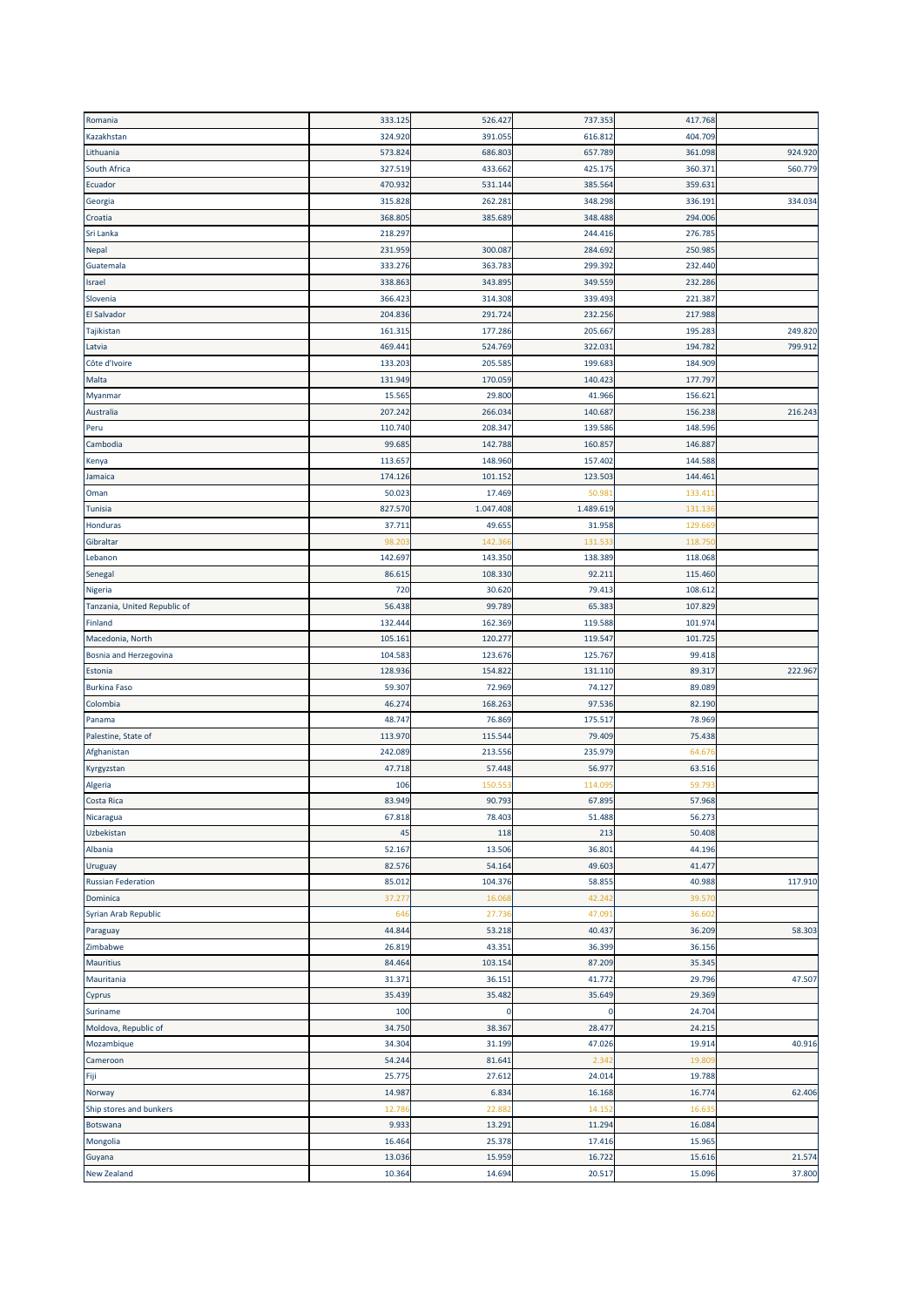| | | | | | |
|---|---|---|---|---|---|
| Romania | 333.125 | 526.427 | 737.353 | 417.768 | |
| Kazakhstan | 324.920 | 391.055 | 616.812 | 404.709 | |
| Lithuania | 573.824 | 686.803 | 657.789 | 361.098 | 924.920 |
| South Africa | 327.519 | 433.662 | 425.175 | 360.371 | 560.779 |
| Ecuador | 470.932 | 531.144 | 385.564 | 359.631 | |
| Georgia | 315.828 | 262.281 | 348.298 | 336.191 | 334.034 |
| Croatia | 368.805 | 385.689 | 348.488 | 294.006 | |
| Sri Lanka | 218.297 | | 244.416 | 276.785 | |
| Nepal | 231.959 | 300.087 | 284.692 | 250.985 | |
| Guatemala | 333.276 | 363.783 | 299.392 | 232.440 | |
| Israel | 338.863 | 343.895 | 349.559 | 232.286 | |
| Slovenia | 366.423 | 314.308 | 339.493 | 221.387 | |
| El Salvador | 204.836 | 291.724 | 232.256 | 217.988 | |
| Tajikistan | 161.315 | 177.286 | 205.667 | 195.283 | 249.820 |
| Latvia | 469.441 | 524.769 | 322.031 | 194.782 | 799.912 |
| Côte d'Ivoire | 133.203 | 205.585 | 199.683 | 184.909 | |
| Malta | 131.949 | 170.059 | 140.423 | 177.797 | |
| Myanmar | 15.565 | 29.800 | 41.966 | 156.621 | |
| Australia | 207.242 | 266.034 | 140.687 | 156.238 | 216.243 |
| Peru | 110.740 | 208.347 | 139.586 | 148.596 | |
| Cambodia | 99.685 | 142.788 | 160.857 | 146.887 | |
| Kenya | 113.657 | 148.960 | 157.402 | 144.588 | |
| Jamaica | 174.126 | 101.152 | 123.503 | 144.461 | |
| Oman | 50.023 | 17.469 | 50.981 | 133.411 | |
| Tunisia | 827.570 | 1.047.408 | 1.489.619 | 131.136 | |
| Honduras | 37.711 | 49.655 | 31.958 | 129.669 | |
| Gibraltar | 98.203 | 142.366 | 131.533 | 118.750 | |
| Lebanon | 142.697 | 143.350 | 138.389 | 118.068 | |
| Senegal | 86.615 | 108.330 | 92.211 | 115.460 | |
| Nigeria | 720 | 30.620 | 79.413 | 108.612 | |
| Tanzania, United Republic of | 56.438 | 99.789 | 65.383 | 107.829 | |
| Finland | 132.444 | 162.369 | 119.588 | 101.974 | |
| Macedonia, North | 105.161 | 120.277 | 119.547 | 101.725 | |
| Bosnia and Herzegovina | 104.583 | 123.676 | 125.767 | 99.418 | |
| Estonia | 128.936 | 154.822 | 131.110 | 89.317 | 222.967 |
| Burkina Faso | 59.307 | 72.969 | 74.127 | 89.089 | |
| Colombia | 46.274 | 168.263 | 97.536 | 82.190 | |
| Panama | 48.747 | 76.869 | 175.517 | 78.969 | |
| Palestine, State of | 113.970 | 115.544 | 79.409 | 75.438 | |
| Afghanistan | 242.089 | 213.556 | 235.979 | 64.676 | |
| Kyrgyzstan | 47.718 | 57.448 | 56.977 | 63.516 | |
| Algeria | 106 | 150.553 | 114.095 | 59.793 | |
| Costa Rica | 83.949 | 90.793 | 67.895 | 57.968 | |
| Nicaragua | 67.818 | 78.403 | 51.488 | 56.273 | |
| Uzbekistan | 45 | 118 | 213 | 50.408 | |
| Albania | 52.167 | 13.506 | 36.801 | 44.196 | |
| Uruguay | 82.576 | 54.164 | 49.603 | 41.477 | |
| Russian Federation | 85.012 | 104.376 | 58.855 | 40.988 | 117.910 |
| Dominica | 37.277 | 16.068 | 42.242 | 39.570 | |
| Syrian Arab Republic | 646 | 27.736 | 47.091 | 36.602 | |
| Paraguay | 44.844 | 53.218 | 40.437 | 36.209 | 58.303 |
| Zimbabwe | 26.819 | 43.351 | 36.399 | 36.156 | |
| Mauritius | 84.464 | 103.154 | 87.209 | 35.345 | |
| Mauritania | 31.371 | 36.151 | 41.772 | 29.796 | 47.507 |
| Cyprus | 35.439 | 35.482 | 35.649 | 29.369 | |
| Suriname | 100 | 0 | 0 | 24.704 | |
| Moldova, Republic of | 34.750 | 38.367 | 28.477 | 24.215 | |
| Mozambique | 34.304 | 31.199 | 47.026 | 19.914 | 40.916 |
| Cameroon | 54.244 | 81.641 | 2.342 | 19.809 | |
| Fiji | 25.775 | 27.612 | 24.014 | 19.788 | |
| Norway | 14.987 | 6.834 | 16.168 | 16.774 | 62.406 |
| Ship stores and bunkers | 12.786 | 22.882 | 14.152 | 16.635 | |
| Botswana | 9.933 | 13.291 | 11.294 | 16.084 | |
| Mongolia | 16.464 | 25.378 | 17.416 | 15.965 | |
| Guyana | 13.036 | 15.959 | 16.722 | 15.616 | 21.574 |
| New Zealand | 10.364 | 14.694 | 20.517 | 15.096 | 37.800 |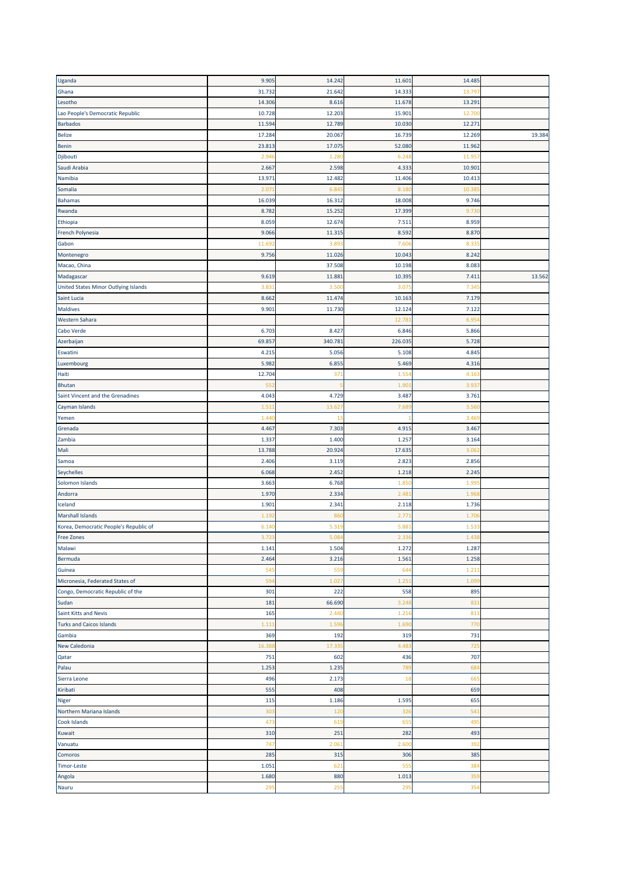| | | | | | |
|---|---|---|---|---|---|
| Uganda | 9.905 | 14.242 | 11.601 | 14.485 | |
| Ghana | 31.732 | 21.642 | 14.333 | 13.797 | |
| Lesotho | 14.306 | 8.616 | 11.678 | 13.291 | |
| Lao People's Democratic Republic | 10.728 | 12.203 | 15.901 | 12.700 | |
| Barbados | 11.594 | 12.789 | 10.030 | 12.271 | |
| Belize | 17.284 | 20.067 | 16.739 | 12.269 | 19.384 |
| Benin | 23.813 | 17.075 | 52.080 | 11.962 | |
| Djibouti | 2.946 | 1.280 | 6.248 | 11.957 | |
| Saudi Arabia | 2.667 | 2.598 | 4.333 | 10.901 | |
| Namibia | 13.971 | 12.482 | 11.406 | 10.413 | |
| Somalia | 2.071 | 6.845 | 8.180 | 10.385 | |
| Bahamas | 16.039 | 16.312 | 18.008 | 9.746 | |
| Rwanda | 8.782 | 15.252 | 17.399 | 9.730 | |
| Ethiopia | 8.059 | 12.674 | 7.511 | 8.959 | |
| French Polynesia | 9.066 | 11.315 | 8.592 | 8.870 | |
| Gabon | 11.692 | 3.893 | 7.606 | 8.335 | |
| Montenegro | 9.756 | 11.026 | 10.043 | 8.242 | |
| Macao, China | | 37.508 | 10.198 | 8.083 | |
| Madagascar | 9.619 | 11.881 | 10.395 | 7.411 | 13.562 |
| United States Minor Outlying Islands | 3.831 | 3.500 | 3.075 | 7.345 | |
| Saint Lucia | 8.662 | 11.474 | 10.163 | 7.179 | |
| Maldives | 9.901 | 11.730 | 12.124 | 7.122 | |
| Western Sahara | | | 12.781 | 6.954 | |
| Cabo Verde | 6.703 | 8.427 | 6.846 | 5.866 | |
| Azerbaijan | 69.857 | 340.781 | 226.035 | 5.728 | |
| Eswatini | 4.215 | 5.056 | 5.108 | 4.845 | |
| Luxembourg | 5.982 | 6.855 | 5.469 | 4.316 | |
| Haiti | 12.704 | 371 | 1.554 | 4.163 | |
| Bhutan | 552 | 5 | 1.901 | 3.937 | |
| Saint Vincent and the Grenadines | 4.043 | 4.729 | 3.487 | 3.761 | |
| Cayman Islands | 1.511 | 13.627 | 7.689 | 3.560 | |
| Yemen | 1.440 | 13 | 1 | 3.469 | |
| Grenada | 4.467 | 7.303 | 4.915 | 3.467 | |
| Zambia | 1.337 | 1.400 | 1.257 | 3.164 | |
| Mali | 13.788 | 20.924 | 17.635 | 3.062 | |
| Samoa | 2.406 | 3.119 | 2.823 | 2.856 | |
| Seychelles | 6.068 | 2.452 | 1.218 | 2.245 | |
| Solomon Islands | 3.663 | 6.768 | 1.850 | 1.995 | |
| Andorra | 1.970 | 2.334 | 2.481 | 1.968 | |
| Iceland | 1.901 | 2.341 | 2.118 | 1.736 | |
| Marshall Islands | 1.192 | 860 | 2.771 | 1.706 | |
| Korea, Democratic People's Republic of | 6.140 | 5.319 | 5.881 | 1.533 | |
| Free Zones | 3.723 | 5.084 | 2.336 | 1.438 | |
| Malawi | 1.141 | 1.504 | 1.272 | 1.287 | |
| Bermuda | 2.464 | 3.216 | 1.561 | 1.258 | |
| Guinea | 545 | 559 | 644 | 1.211 | |
| Micronesia, Federated States of | 594 | 1.027 | 1.251 | 1.099 | |
| Congo, Democratic Republic of the | 301 | 222 | 558 | 895 | |
| Sudan | 181 | 66.690 | 3.248 | 831 | |
| Saint Kitts and Nevis | 165 | 2.440 | 1.216 | 811 | |
| Turks and Caicos Islands | 1.111 | 1.596 | 1.690 | 770 | |
| Gambia | 369 | 192 | 319 | 731 | |
| New Caledonia | 16.388 | 17.335 | 4.483 | 725 | |
| Qatar | 751 | 602 | 436 | 707 | |
| Palau | 1.253 | 1.235 | 789 | 684 | |
| Sierra Leone | 496 | 2.173 | 18 | 665 | |
| Kiribati | 555 | 408 | | 659 | |
| Niger | 115 | 1.186 | 1.595 | 655 | |
| Northern Mariana Islands | 303 | 120 | 326 | 541 | |
| Cook Islands | 473 | 619 | 655 | 495 | |
| Kuwait | 310 | 251 | 282 | 493 | |
| Vanuatu | 747 | 2.061 | 2.600 | 392 | |
| Comoros | 285 | 315 | 306 | 385 | |
| Timor-Leste | 1.051 | 621 | 555 | 384 | |
| Angola | 1.680 | 880 | 1.013 | 359 | |
| Nauru | 295 | 255 | 295 | 354 | |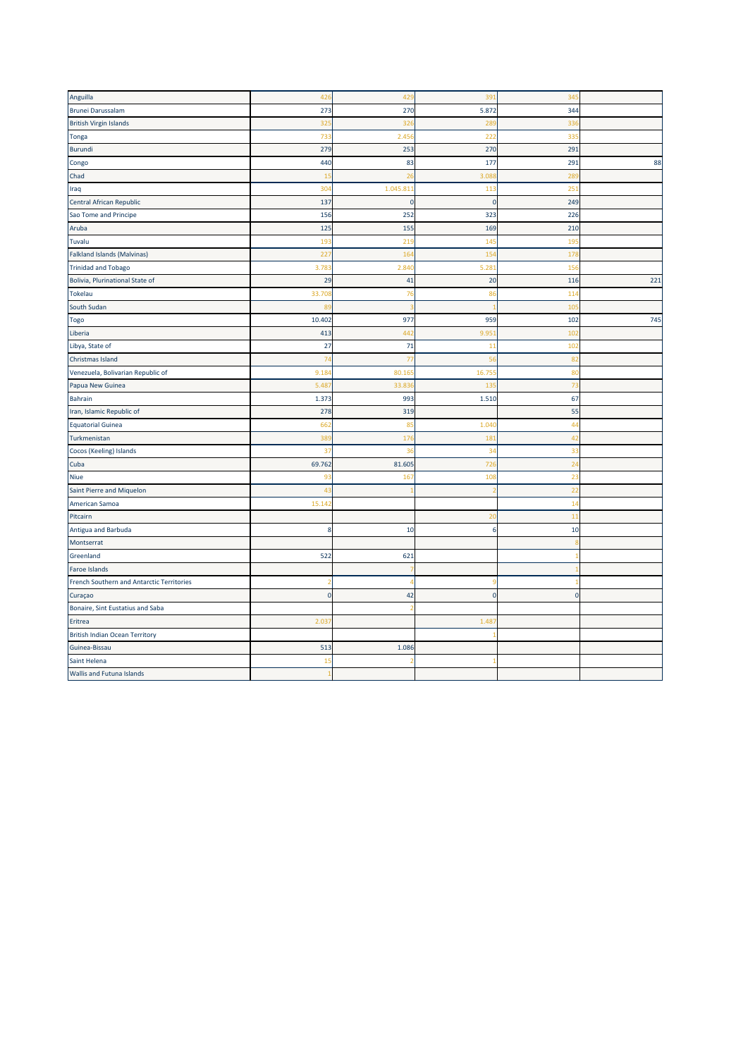| | | | | | |
|---|---|---|---|---|---|
| Anguilla | 426 | 429 | 391 | 345 | |
| Brunei Darussalam | 273 | 270 | 5.872 | 344 | |
| British Virgin Islands | 325 | 326 | 289 | 336 | |
| Tonga | 733 | 2.456 | 222 | 335 | |
| Burundi | 279 | 253 | 270 | 291 | |
| Congo | 440 | 83 | 177 | 291 | 88 |
| Chad | 15 | 26 | 3.088 | 289 | |
| Iraq | 304 | 1.045.811 | 113 | 251 | |
| Central African Republic | 137 | 0 | 0 | 249 | |
| Sao Tome and Principe | 156 | 252 | 323 | 226 | |
| Aruba | 125 | 155 | 169 | 210 | |
| Tuvalu | 193 | 219 | 145 | 195 | |
| Falkland Islands (Malvinas) | 227 | 164 | 154 | 178 | |
| Trinidad and Tobago | 3.783 | 2.840 | 5.281 | 156 | |
| Bolivia, Plurinational State of | 29 | 41 | 20 | 116 | 221 |
| Tokelau | 33.708 | 76 | 86 | 114 | |
| South Sudan | 89 | 3 | 1 | 105 | |
| Togo | 10.402 | 977 | 959 | 102 | 745 |
| Liberia | 413 | 442 | 9.951 | 102 | |
| Libya, State of | 27 | 71 | 11 | 102 | |
| Christmas Island | 74 | 77 | 56 | 82 | |
| Venezuela, Bolivarian Republic of | 9.184 | 80.165 | 16.755 | 80 | |
| Papua New Guinea | 5.487 | 33.836 | 135 | 73 | |
| Bahrain | 1.373 | 993 | 1.510 | 67 | |
| Iran, Islamic Republic of | 278 | 319 | | 55 | |
| Equatorial Guinea | 662 | 85 | 1.040 | 44 | |
| Turkmenistan | 389 | 176 | 181 | 42 | |
| Cocos (Keeling) Islands | 37 | 36 | 34 | 33 | |
| Cuba | 69.762 | 81.605 | 726 | 24 | |
| Niue | 93 | 167 | 108 | 23 | |
| Saint Pierre and Miquelon | 43 | 1 | 2 | 22 | |
| American Samoa | 15.142 | | | 14 | |
| Pitcairn | | | 20 | 11 | |
| Antigua and Barbuda | 8 | 10 | 6 | 10 | |
| Montserrat | | | | 8 | |
| Greenland | 522 | 621 | | 1 | |
| Faroe Islands | | 7 | | 1 | |
| French Southern and Antarctic Territories | 2 | 4 | 9 | 1 | |
| Curaçao | 0 | 42 | 0 | 0 | |
| Bonaire, Sint Eustatius and Saba | | 2 | | | |
| Eritrea | 2.037 | | 1.487 | | |
| British Indian Ocean Territory | | | 1 | | |
| Guinea-Bissau | 513 | 1.086 | | | |
| Saint Helena | 15 | 2 | 1 | | |
| Wallis and Futuna Islands | 1 | | | | |